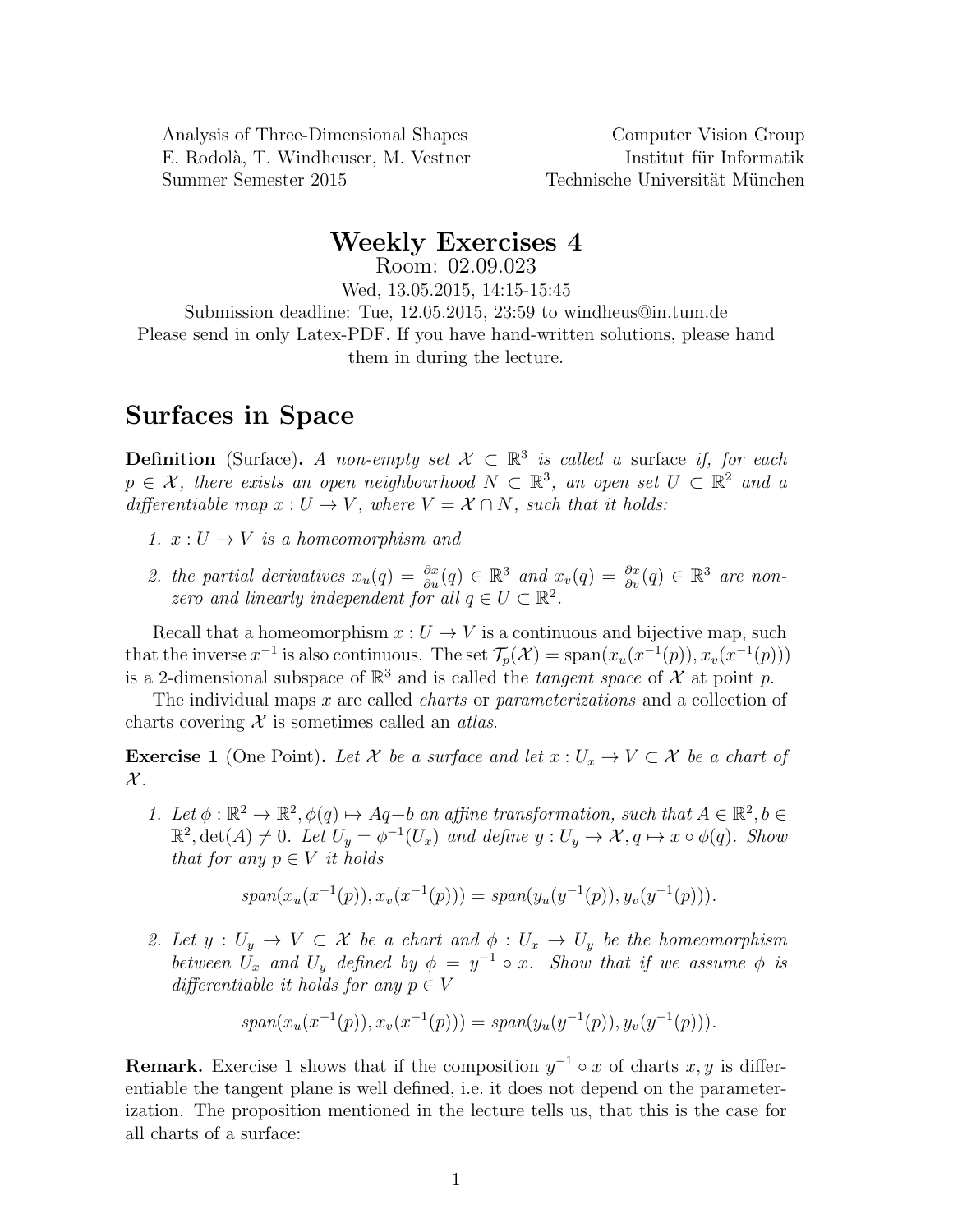Analysis of Three-Dimensional Shapes
E. Rodolà, T. Windheuser, M. Vestner
Summer Semester 2015

Computer Vision Group
Institut für Informatik
Technische Universität München

# Weekly Exercises 4

Room: 02.09.023

Wed, 13.05.2015, 14:15-15:45

Submission deadline: Tue, 12.05.2015, 23:59 to windheus@in.tum.de

Please send in only Latex-PDF. If you have hand-written solutions, please hand them in during the lecture.

## Surfaces in Space

**Definition** (Surface)**.** *A non-empty set $\mathcal{X} \subset \mathbb{R}^3$ is called a* surface *if, for each $p \in \mathcal{X}$, there exists an open neighbourhood $N \subset \mathbb{R}^3$, an open set $U \subset \mathbb{R}^2$ and a differentiable map $x : U \to V$, where $V = \mathcal{X} \cap N$, such that it holds:*

1. *$x : U \to V$ is a homeomorphism and*
2. *the partial derivatives $x_u(q) = \frac{\partial x}{\partial u}(q) \in \mathbb{R}^3$ and $x_v(q) = \frac{\partial x}{\partial v}(q) \in \mathbb{R}^3$ are non-zero and linearly independent for all $q \in U \subset \mathbb{R}^2$.*

Recall that a homeomorphism $x : U \to V$ is a continuous and bijective map, such that the inverse $x^{-1}$ is also continuous. The set $\mathcal{T}_p(\mathcal{X}) = \operatorname{span}(x_u(x^{-1}(p)), x_v(x^{-1}(p)))$ is a 2-dimensional subspace of $\mathbb{R}^3$ and is called the *tangent space* of $\mathcal{X}$ at point $p$.

The individual maps $x$ are called *charts* or *parameterizations* and a collection of charts covering $\mathcal{X}$ is sometimes called an *atlas*.

**Exercise 1** (One Point)**.** *Let $\mathcal{X}$ be a surface and let $x : U_x \to V \subset \mathcal{X}$ be a chart of $\mathcal{X}$.*

1. *Let $\phi : \mathbb{R}^2 \to \mathbb{R}^2, \phi(q) \mapsto Aq+b$ an affine transformation, such that $A \in \mathbb{R}^2, b \in \mathbb{R}^2, \det(A) \neq 0$. Let $U_y = \phi^{-1}(U_x)$ and define $y : U_y \to \mathcal{X}, q \mapsto x \circ \phi(q)$. Show that for any $p \in V$ it holds*

$$span(x_u(x^{-1}(p)), x_v(x^{-1}(p))) = span(y_u(y^{-1}(p)), y_v(y^{-1}(p))).$$

2. *Let $y : U_y \to V \subset \mathcal{X}$ be a chart and $\phi : U_x \to U_y$ be the homeomorphism between $U_x$ and $U_y$ defined by $\phi = y^{-1} \circ x$. Show that if we assume $\phi$ is differentiable it holds for any $p \in V$*

$$span(x_u(x^{-1}(p)), x_v(x^{-1}(p))) = span(y_u(y^{-1}(p)), y_v(y^{-1}(p))).$$

**Remark.** Exercise 1 shows that if the composition $y^{-1} \circ x$ of charts $x, y$ is differentiable the tangent plane is well defined, i.e. it does not depend on the parameterization. The proposition mentioned in the lecture tells us, that this is the case for all charts of a surface: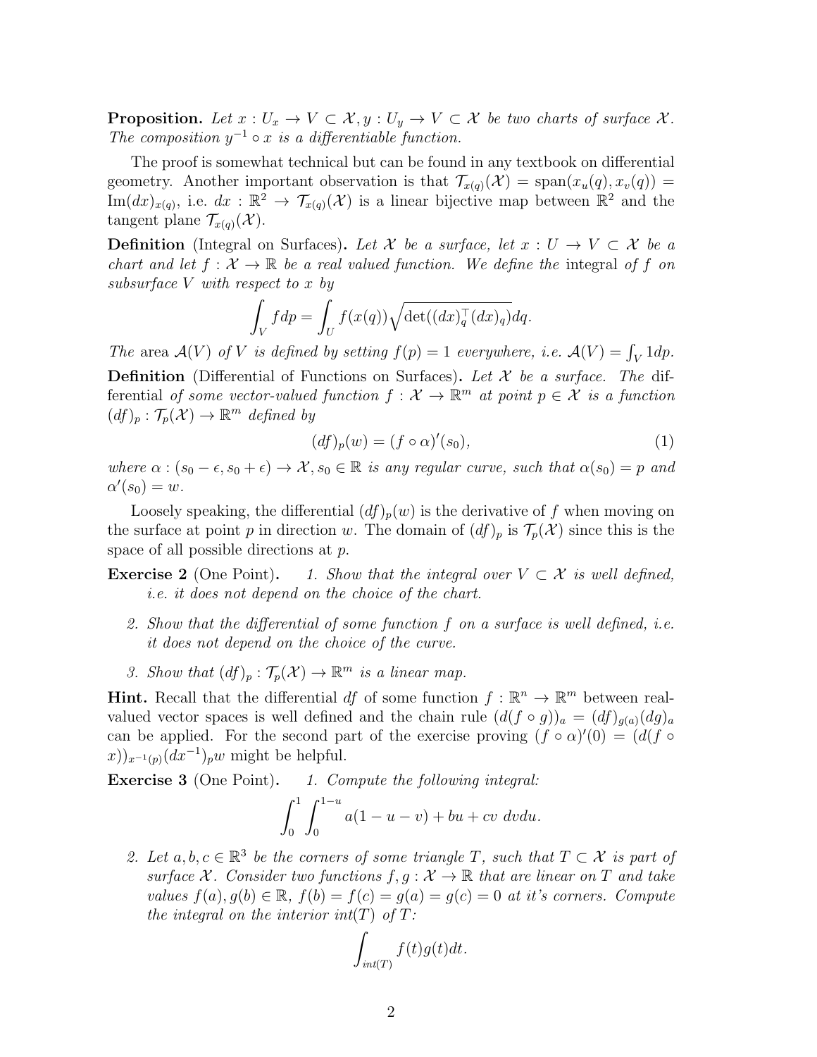**Proposition.** *Let $x : U_x \to V \subset \mathcal{X}, y : U_y \to V \subset \mathcal{X}$ be two charts of surface $\mathcal{X}$. The composition $y^{-1} \circ x$ is a differentiable function.*

The proof is somewhat technical but can be found in any textbook on differential geometry. Another important observation is that $\mathcal{T}_{x(q)}(\mathcal{X}) = \text{span}(x_u(q), x_v(q)) = \text{Im}(dx)_{x(q)}$, i.e. $dx : \mathbb{R}^2 \to \mathcal{T}_{x(q)}(\mathcal{X})$ is a linear bijective map between $\mathbb{R}^2$ and the tangent plane $\mathcal{T}_{x(q)}(\mathcal{X})$.

**Definition** (Integral on Surfaces)**.** *Let $\mathcal{X}$ be a surface, let $x : U \to V \subset \mathcal{X}$ be a chart and let $f : \mathcal{X} \to \mathbb{R}$ be a real valued function. We define the* integral *of $f$ on subsurface $V$ with respect to $x$ by*

$$\int_V f dp = \int_U f(x(q)) \sqrt{\det((dx)_q^\top (dx)_q)} dq.$$

*The* area *$\mathcal{A}(V)$ of $V$ is defined by setting $f(p) = 1$ everywhere, i.e. $\mathcal{A}(V) = \int_V 1dp$.*

**Definition** (Differential of Functions on Surfaces)**.** *Let $\mathcal{X}$ be a surface. The* differential *of some vector-valued function $f : \mathcal{X} \to \mathbb{R}^m$ at point $p \in \mathcal{X}$ is a function $(df)_p : \mathcal{T}_p(\mathcal{X}) \to \mathbb{R}^m$ defined by*

$$(df)_p(w) = (f \circ \alpha)'(s_0), \tag{1}$$

*where $\alpha : (s_0 - \epsilon, s_0 + \epsilon) \to \mathcal{X}, s_0 \in \mathbb{R}$ is any regular curve, such that $\alpha(s_0) = p$ and $\alpha'(s_0) = w$.*

Loosely speaking, the differential $(df)_p(w)$ is the derivative of $f$ when moving on the surface at point $p$ in direction $w$. The domain of $(df)_p$ is $\mathcal{T}_p(\mathcal{X})$ since this is the space of all possible directions at $p$.

**Exercise 2** (One Point)**.**

1. *Show that the integral over $V \subset \mathcal{X}$ is well defined, i.e. it does not depend on the choice of the chart.*
2. *Show that the differential of some function $f$ on a surface is well defined, i.e. it does not depend on the choice of the curve.*
3. *Show that $(df)_p : \mathcal{T}_p(\mathcal{X}) \to \mathbb{R}^m$ is a linear map.*

**Hint.** Recall that the differential $df$ of some function $f : \mathbb{R}^n \to \mathbb{R}^m$ between real-valued vector spaces is well defined and the chain rule $(d(f \circ g))_a = (df)_{g(a)}(dg)_a$ can be applied. For the second part of the exercise proving $(f \circ \alpha)'(0) = (d(f \circ x))_{x^{-1}(p)}(dx^{-1})_p w$ might be helpful.

**Exercise 3** (One Point)**.**

1. *Compute the following integral:*

$$\int_0^1 \int_0^{1-u} a(1-u-v) + bu + cv \; dvdu.$$

2. *Let $a, b, c \in \mathbb{R}^3$ be the corners of some triangle $T$, such that $T \subset \mathcal{X}$ is part of surface $\mathcal{X}$. Consider two functions $f, g : \mathcal{X} \to \mathbb{R}$ that are linear on $T$ and take values $f(a), g(b) \in \mathbb{R}$, $f(b) = f(c) = g(a) = g(c) = 0$ at it's corners. Compute the integral on the interior $int(T)$ of $T$:*

$$\int_{int(T)} f(t)g(t)dt.$$